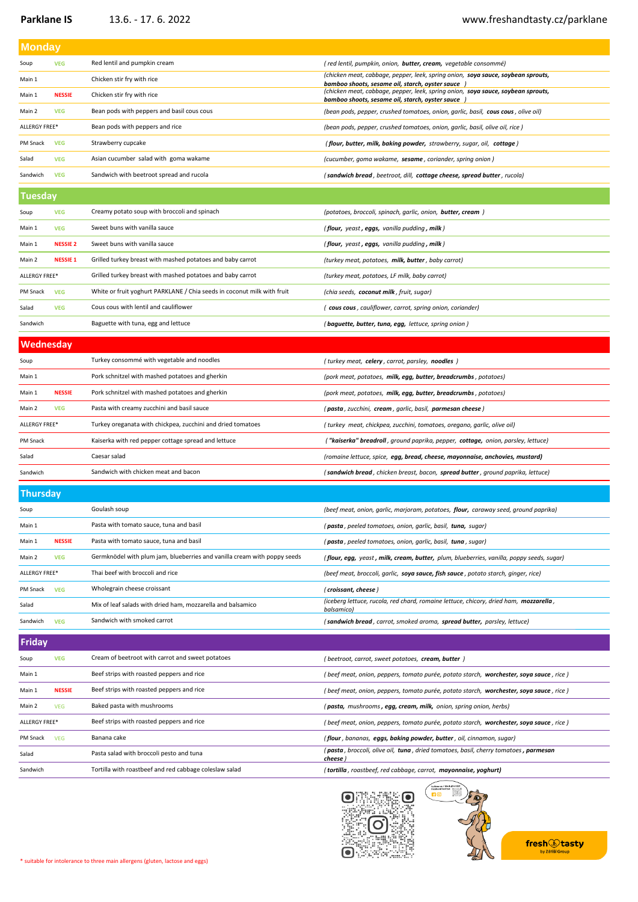**Parklane IS** 13.6. - 17. 6. 2022 www.freshandtasty.cz/parklane

## Monday

| | | | |
|---|---|---|---|
| Soup | VEG | Red lentil and pumpkin cream | *( red lentil, pumpkin, onion, **butter, cream,** vegetable consommé)* |
| Main 1 | | Chicken stir fry with rice | *(chicken meat, cabbage, pepper, leek, spring onion, **soya sauce, soybean sprouts, bamboo shoots, sesame oil, starch, oyster sauce** )* |
| Main 1 | NESSIE | Chicken stir fry with rice | *(chicken meat, cabbage, pepper, leek, spring onion, **soya sauce, soybean sprouts, bamboo shoots, sesame oil, starch, oyster sauce** )* |
| Main 2 | VEG | Bean pods with peppers and basil cous cous | *(bean pods, pepper, crushed tomatoes, onion, garlic, basil, **cous cous** , olive oil)* |
| ALLERGY FREE* | | Bean pods with peppers and rice | *(bean pods, pepper, crushed tomatoes, onion, garlic, basil, olive oil, rice )* |
| PM Snack | VEG | Strawberry cupcake | *( **flour, butter, milk, baking powder,** strawberry, sugar, oil, **cottage** )* |
| Salad | VEG | Asian cucumber salad with goma wakame | *(cucumber, goma wakame, **sesame** , coriander, spring onion )* |
| Sandwich | VEG | Sandwich with beetroot spread and rucola | *( **sandwich bread** , beetroot, dill, **cottage cheese, spread butter** , rucola)* |

## Tuesday

| | | | |
|---|---|---|---|
| Soup | VEG | Creamy potato soup with broccoli and spinach | *(potatoes, broccoli, spinach, garlic, onion, **butter, cream** )* |
| Main 1 | VEG | Sweet buns with vanilla sauce | *( **flour,** yeast **, eggs,** vanilla pudding **, milk** )* |
| Main 1 | NESSIE 2 | Sweet buns with vanilla sauce | *( **flour,** yeast **, eggs,** vanilla pudding **, milk** )* |
| Main 2 | NESSIE 1 | Grilled turkey breast with mashed potatoes and baby carrot | *(turkey meat, potatoes, **milk, butter** , baby carrot)* |
| ALLERGY FREE* | | Grilled turkey breast with mashed potatoes and baby carrot | *(turkey meat, potatoes, LF milk, baby carrot)* |
| PM Snack | VEG | White or fruit yoghurt PARKLANE / Chia seeds in coconut milk with fruit | *(chia seeds, **coconut milk** , fruit, sugar)* |
| Salad | VEG | Cous cous with lentil and cauliflower | *( **cous cous** , cauliflower, carrot, spring onion, coriander)* |
| Sandwich | | Baguette with tuna, egg and lettuce | *( **baguette, butter, tuna, egg,** lettuce, spring onion )* |

## Wednesday

| | | | |
|---|---|---|---|
| Soup | | Turkey consommé with vegetable and noodles | *( turkey meat, **celery** , carrot, parsley, **noodles** )* |
| Main 1 | | Pork schnitzel with mashed potatoes and gherkin | *(pork meat, potatoes, **milk, egg, butter, breadcrumbs** , potatoes)* |
| Main 1 | NESSIE | Pork schnitzel with mashed potatoes and gherkin | *(pork meat, potatoes, **milk, egg, butter, breadcrumbs** , potatoes)* |
| Main 2 | VEG | Pasta with creamy zucchini and basil sauce | *( **pasta** , zucchini, **cream** , garlic, basil, **parmesan cheese** )* |
| ALLERGY FREE* | | Turkey oreganata with chickpea, zucchini and dried tomatoes | *( turkey meat, chickpea, zucchini, tomatoes, oregano, garlic, olive oil)* |
| PM Snack | | Kaiserka with red pepper cottage spread and lettuce | *( **"kaiserka" breadroll** , ground paprika, pepper, **cottage,** onion, parsley, lettuce)* |
| Salad | | Caesar salad | *(romaine lettuce, spice, **egg, bread, cheese, mayonnaise, anchovies, mustard)*** |
| Sandwich | | Sandwich with chicken meat and bacon | *( **sandwich bread** , chicken breast, bacon, **spread butter** , ground paprika, lettuce)* |

## Thursday

| | | | |
|---|---|---|---|
| Soup | | Goulash soup | *(beef meat, onion, garlic, marjoram, potatoes, **flour,** caraway seed, ground paprika)* |
| Main 1 | | Pasta with tomato sauce, tuna and basil | *( **pasta** , peeled tomatoes, onion, garlic, basil, **tuna,** sugar)* |
| Main 1 | NESSIE | Pasta with tomato sauce, tuna and basil | *( **pasta** , peeled tomatoes, onion, garlic, basil, **tuna** , sugar)* |
| Main 2 | VEG | Germknödel with plum jam, blueberries and vanilla cream with poppy seeds | *( **flour, egg,** yeast **, milk, cream, butter,** plum, blueberries, vanilla, poppy seeds, sugar)* |
| ALLERGY FREE* | | Thai beef with broccoli and rice | *(beef meat, broccoli, garlic, **soya sauce, fish sauce** , potato starch, ginger, rice)* |
| PM Snack | VEG | Wholegrain cheese croissant | *( **croissant, cheese** )* |
| Salad | | Mix of leaf salads with dried ham, mozzarella and balsamico | *(iceberg lettuce, rucola, red chard, romaine lettuce, chicory, dried ham, **mozzarella** , balsamico)* |
| Sandwich | VEG | Sandwich with smoked carrot | *( **sandwich bread** , carrot, smoked aroma, **spread butter,** parsley, lettuce)* |

## Friday

| | | | |
|---|---|---|---|
| Soup | VEG | Cream of beetroot with carrot and sweet potatoes | *( beetroot, carrot, sweet potatoes, **cream, butter** )* |
| Main 1 | | Beef strips with roasted peppers and rice | *( beef meat, onion, peppers, tomato purée, potato starch, **worchester, soya sauce** , rice )* |
| Main 1 | NESSIE | Beef strips with roasted peppers and rice | *( beef meat, onion, peppers, tomato purée, potato starch, **worchester, soya sauce** , rice )* |
| Main 2 | VEG | Baked pasta with mushrooms | *( **pasta,** mushrooms **, egg, cream, milk,** onion, spring onion, herbs)* |
| ALLERGY FREE* | | Beef strips with roasted peppers and rice | *( beef meat, onion, peppers, tomato purée, potato starch, **worchester, soya sauce** , rice )* |
| PM Snack | VEG | Banana cake | *( **flour** , bananas, **eggs, baking powder, butter** , oil, cinnamon, sugar)* |
| Salad | | Pasta salad with broccoli pesto and tuna | *( **pasta** , broccoli, olive oil, **tuna** , dried tomatoes, basil, cherry tomatoes **, parmesan cheese** )* |
| Sandwich | | Tortilla with roastbeef and red cabbage coleslaw salad | *( **tortilla** , roastbeef, red cabbage, carrot, **mayonnaise, yoghurt)*** |

* suitable for intolerance to three main allergens (gluten, lactose and eggs)

fresh & tasty by Zátiší Group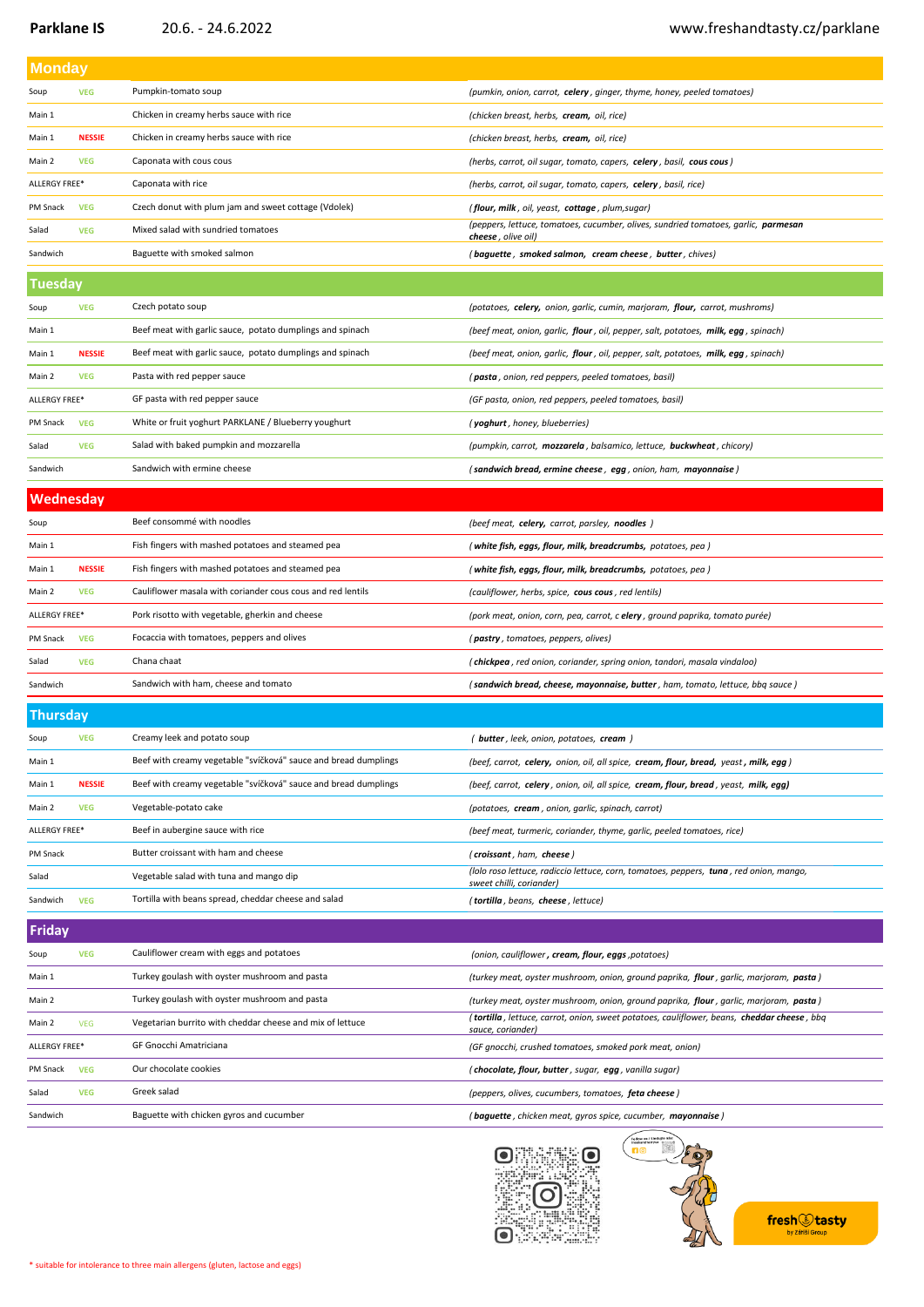**Parklane IS** 20.6. - 24.6.2022 www.freshandtasty.cz/parklane

## Monday

| | | | |
|---|---|---|---|
| Soup | VEG | Pumpkin-tomato soup | *(pumkin, onion, carrot, **celery**, ginger, thyme, honey, peeled tomatoes)* |
| Main 1 | | Chicken in creamy herbs sauce with rice | *(chicken breast, herbs, **cream**, oil, rice)* |
| Main 1 | NESSIE | Chicken in creamy herbs sauce with rice | *(chicken breast, herbs, **cream**, oil, rice)* |
| Main 2 | VEG | Caponata with cous cous | *(herbs, carrot, oil sugar, tomato, capers, **celery**, basil, **cous cous**)* |
| ALLERGY FREE* | | Caponata with rice | *(herbs, carrot, oil sugar, tomato, capers, **celery**, basil, rice)* |
| PM Snack | VEG | Czech donut with plum jam and sweet cottage (Vdolek) | *(**flour, milk**, oil, yeast, **cottage**, plum,sugar)* |
| Salad | VEG | Mixed salad with sundried tomatoes | *(peppers, lettuce, tomatoes, cucumber, olives, sundried tomatoes, garlic, **parmesan cheese**, olive oil)* |
| Sandwich | | Baguette with smoked salmon | *(**baguette**, **smoked salmon**, **cream cheese**, **butter**, chives)* |

## Tuesday

| | | | |
|---|---|---|---|
| Soup | VEG | Czech potato soup | *(potatoes, **celery**, onion, garlic, cumin, marjoram, **flour**, carrot, mushroms)* |
| Main 1 | | Beef meat with garlic sauce, potato dumplings and spinach | *(beef meat, onion, garlic, **flour**, oil, pepper, salt, potatoes, **milk, egg**, spinach)* |
| Main 1 | NESSIE | Beef meat with garlic sauce, potato dumplings and spinach | *(beef meat, onion, garlic, **flour**, oil, pepper, salt, potatoes, **milk, egg**, spinach)* |
| Main 2 | VEG | Pasta with red pepper sauce | *(**pasta**, onion, red peppers, peeled tomatoes, basil)* |
| ALLERGY FREE* | | GF pasta with red pepper sauce | *(GF pasta, onion, red peppers, peeled tomatoes, basil)* |
| PM Snack | VEG | White or fruit yoghurt PARKLANE / Blueberry youghurt | *(**yoghurt**, honey, blueberries)* |
| Salad | VEG | Salad with baked pumpkin and mozzarella | *(pumpkin, carrot, **mozzarela**, balsamico, lettuce, **buckwheat**, chicory)* |
| Sandwich | | Sandwich with ermine cheese | *(**sandwich bread, ermine cheese**, **egg**, onion, ham, **mayonnaise**)* |

## Wednesday

| | | | |
|---|---|---|---|
| Soup | | Beef consommé with noodles | *(beef meat, **celery**, carrot, parsley, **noodles**)* |
| Main 1 | | Fish fingers with mashed potatoes and steamed pea | *(**white fish, eggs, flour, milk, breadcrumbs**, potatoes, pea)* |
| Main 1 | NESSIE | Fish fingers with mashed potatoes and steamed pea | *(**white fish, eggs, flour, milk, breadcrumbs**, potatoes, pea)* |
| Main 2 | VEG | Cauliflower masala with coriander cous cous and red lentils | *(cauliflower, herbs, spice, **cous cous**, red lentils)* |
| ALLERGY FREE* | | Pork risotto with vegetable, gherkin and cheese | *(pork meat, onion, corn, pea, carrot, c **elery**, ground paprika, tomato purée)* |
| PM Snack | VEG | Focaccia with tomatoes, peppers and olives | *(**pastry**, tomatoes, peppers, olives)* |
| Salad | VEG | Chana chaat | *(**chickpea**, red onion, coriander, spring onion, tandori, masala vindaloo)* |
| Sandwich | | Sandwich with ham, cheese and tomato | *(**sandwich bread, cheese, mayonnaise, butter**, ham, tomato, lettuce, bbq sauce)* |

## Thursday

| | | | |
|---|---|---|---|
| Soup | VEG | Creamy leek and potato soup | *(**butter**, leek, onion, potatoes, **cream**)* |
| Main 1 | | Beef with creamy vegetable "svíčková" sauce and bread dumplings | *(beef, carrot, **celery**, onion, oil, all spice, **cream, flour, bread**, yeast, **milk, egg**)* |
| Main 1 | NESSIE | Beef with creamy vegetable "svíčková" sauce and bread dumplings | *(beef, carrot, **celery**, onion, oil, all spice, **cream, flour, bread**, yeast, **milk, egg**)* |
| Main 2 | VEG | Vegetable-potato cake | *(potatoes, **cream**, onion, garlic, spinach, carrot)* |
| ALLERGY FREE* | | Beef in aubergine sauce with rice | *(beef meat, turmeric, coriander, thyme, garlic, peeled tomatoes, rice)* |
| PM Snack | | Butter croissant with ham and cheese | *(**croissant**, ham, **cheese**)* |
| Salad | | Vegetable salad with tuna and mango dip | *(lolo roso lettuce, radiccio lettuce, corn, tomatoes, peppers, **tuna**, red onion, mango, sweet chilli, coriander)* |
| Sandwich | VEG | Tortilla with beans spread, cheddar cheese and salad | *(**tortilla**, beans, **cheese**, lettuce)* |

## Friday

| | | | |
|---|---|---|---|
| Soup | VEG | Cauliflower cream with eggs and potatoes | *(onion, cauliflower, **cream, flour, eggs**, potatoes)* |
| Main 1 | | Turkey goulash with oyster mushroom and pasta | *(turkey meat, oyster mushroom, onion, ground paprika, **flour**, garlic, marjoram, **pasta**)* |
| Main 2 | | Turkey goulash with oyster mushroom and pasta | *(turkey meat, oyster mushroom, onion, ground paprika, **flour**, garlic, marjoram, **pasta**)* |
| Main 2 | VEG | Vegetarian burrito with cheddar cheese and mix of lettuce | *(**tortilla**, lettuce, carrot, onion, sweet potatoes, cauliflower, beans, **cheddar cheese**, bbq sauce, coriander)* |
| ALLERGY FREE* | | GF Gnocchi Amatriciana | *(GF gnocchi, crushed tomatoes, smoked pork meat, onion)* |
| PM Snack | VEG | Our chocolate cookies | *(**chocolate, flour, butter**, sugar, **egg**, vanilla sugar)* |
| Salad | VEG | Greek salad | *(peppers, olives, cucumbers, tomatoes, **feta cheese**)* |
| Sandwich | | Baguette with chicken gyros and cucumber | *(**baguette**, chicken meat, gyros spice, cucumber, **mayonnaise**)* |

fresh & tasty by Zátiší Group

\* suitable for intolerance to three main allergens (gluten, lactose and eggs)